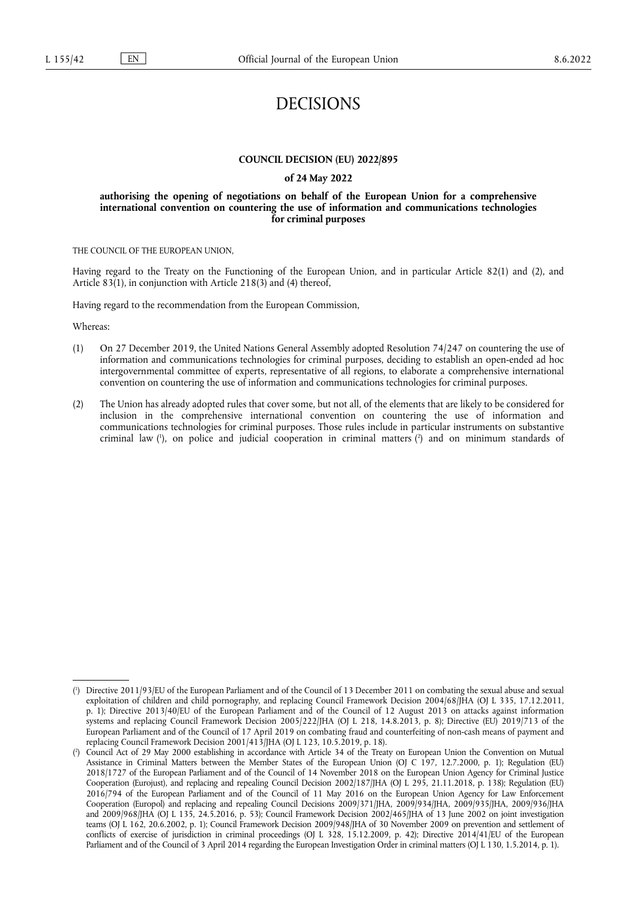# DECISIONS

## COUNCIL DECISION (EU) 2022/895

### of 24 May 2022

### authorising the opening of negotiations on behalf of the European Union for a comprehensive international convention on countering the use of information and communications technologies for criminal purposes

THE COUNCIL OF THE EUROPEAN UNION,

Having regard to the Treaty on the Functioning of the European Union, and in particular Article 82(1) and (2), and Article 83(1), in conjunction with Article 218(3) and (4) thereof,

Having regard to the recommendation from the European Commission,

Whereas:

(1) On 27 December 2019, the United Nations General Assembly adopted Resolution 74/247 on countering the use of information and communications technologies for criminal purposes, deciding to establish an open-ended ad hoc intergovernmental committee of experts, representative of all regions, to elaborate a comprehensive international convention on countering the use of information and communications technologies for criminal purposes.

(2) The Union has already adopted rules that cover some, but not all, of the elements that are likely to be considered for inclusion in the comprehensive international convention on countering the use of information and communications technologies for criminal purposes. Those rules include in particular instruments on substantive criminal law [1], on police and judicial cooperation in criminal matters [2] and on minimum standards of

---

[1] Directive 2011/93/EU of the European Parliament and of the Council of 13 December 2011 on combating the sexual abuse and sexual exploitation of children and child pornography, and replacing Council Framework Decision 2004/68/JHA (OJ L 335, 17.12.2011, p. 1); Directive 2013/40/EU of the European Parliament and of the Council of 12 August 2013 on attacks against information systems and replacing Council Framework Decision 2005/222/JHA (OJ L 218, 14.8.2013, p. 8); Directive (EU) 2019/713 of the European Parliament and of the Council of 17 April 2019 on combating fraud and counterfeiting of non-cash means of payment and replacing Council Framework Decision 2001/413/JHA (OJ L 123, 10.5.2019, p. 18).

[2] Council Act of 29 May 2000 establishing in accordance with Article 34 of the Treaty on European Union the Convention on Mutual Assistance in Criminal Matters between the Member States of the European Union (OJ C 197, 12.7.2000, p. 1); Regulation (EU) 2018/1727 of the European Parliament and of the Council of 14 November 2018 on the European Union Agency for Criminal Justice Cooperation (Eurojust), and replacing and repealing Council Decision 2002/187/JHA (OJ L 295, 21.11.2018, p. 138); Regulation (EU) 2016/794 of the European Parliament and of the Council of 11 May 2016 on the European Union Agency for Law Enforcement Cooperation (Europol) and replacing and repealing Council Decisions 2009/371/JHA, 2009/934/JHA, 2009/935/JHA, 2009/936/JHA and 2009/968/JHA (OJ L 135, 24.5.2016, p. 53); Council Framework Decision 2002/465/JHA of 13 June 2002 on joint investigation teams (OJ L 162, 20.6.2002, p. 1); Council Framework Decision 2009/948/JHA of 30 November 2009 on prevention and settlement of conflicts of exercise of jurisdiction in criminal proceedings (OJ L 328, 15.12.2009, p. 42); Directive 2014/41/EU of the European Parliament and of the Council of 3 April 2014 regarding the European Investigation Order in criminal matters (OJ L 130, 1.5.2014, p. 1).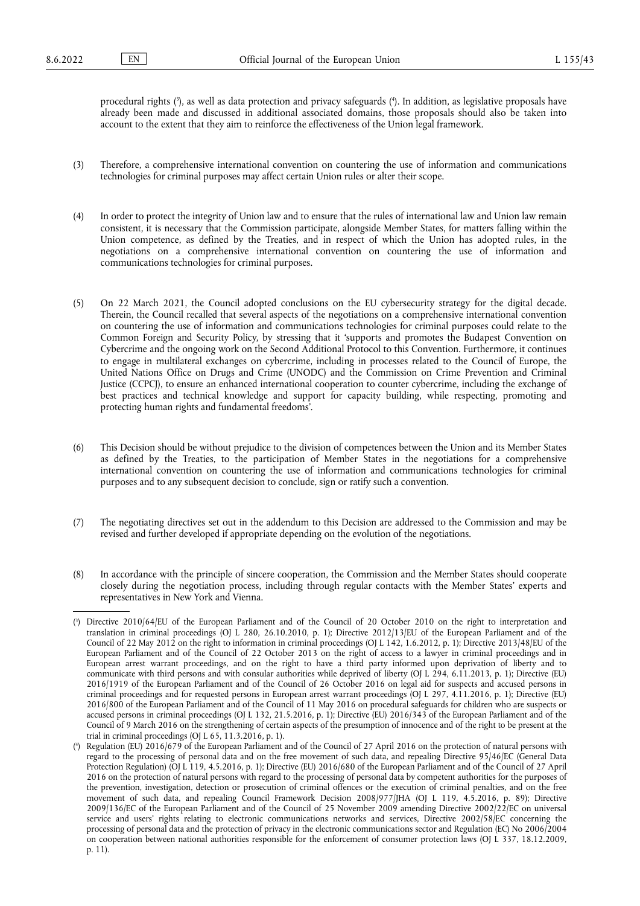procedural rights ([3]), as well as data protection and privacy safeguards ([4]). In addition, as legislative proposals have already been made and discussed in additional associated domains, those proposals should also be taken into account to the extent that they aim to reinforce the effectiveness of the Union legal framework.

(3) Therefore, a comprehensive international convention on countering the use of information and communications technologies for criminal purposes may affect certain Union rules or alter their scope.

(4) In order to protect the integrity of Union law and to ensure that the rules of international law and Union law remain consistent, it is necessary that the Commission participate, alongside Member States, for matters falling within the Union competence, as defined by the Treaties, and in respect of which the Union has adopted rules, in the negotiations on a comprehensive international convention on countering the use of information and communications technologies for criminal purposes.

(5) On 22 March 2021, the Council adopted conclusions on the EU cybersecurity strategy for the digital decade. Therein, the Council recalled that several aspects of the negotiations on a comprehensive international convention on countering the use of information and communications technologies for criminal purposes could relate to the Common Foreign and Security Policy, by stressing that it 'supports and promotes the Budapest Convention on Cybercrime and the ongoing work on the Second Additional Protocol to this Convention. Furthermore, it continues to engage in multilateral exchanges on cybercrime, including in processes related to the Council of Europe, the United Nations Office on Drugs and Crime (UNODC) and the Commission on Crime Prevention and Criminal Justice (CCPCJ), to ensure an enhanced international cooperation to counter cybercrime, including the exchange of best practices and technical knowledge and support for capacity building, while respecting, promoting and protecting human rights and fundamental freedoms'.

(6) This Decision should be without prejudice to the division of competences between the Union and its Member States as defined by the Treaties, to the participation of Member States in the negotiations for a comprehensive international convention on countering the use of information and communications technologies for criminal purposes and to any subsequent decision to conclude, sign or ratify such a convention.

(7) The negotiating directives set out in the addendum to this Decision are addressed to the Commission and may be revised and further developed if appropriate depending on the evolution of the negotiations.

(8) In accordance with the principle of sincere cooperation, the Commission and the Member States should cooperate closely during the negotiation process, including through regular contacts with the Member States' experts and representatives in New York and Vienna.

---

([3]) Directive 2010/64/EU of the European Parliament and of the Council of 20 October 2010 on the right to interpretation and translation in criminal proceedings (OJ L 280, 26.10.2010, p. 1); Directive 2012/13/EU of the European Parliament and of the Council of 22 May 2012 on the right to information in criminal proceedings (OJ L 142, 1.6.2012, p. 1); Directive 2013/48/EU of the European Parliament and of the Council of 22 October 2013 on the right of access to a lawyer in criminal proceedings and in European arrest warrant proceedings, and on the right to have a third party informed upon deprivation of liberty and to communicate with third persons and with consular authorities while deprived of liberty (OJ L 294, 6.11.2013, p. 1); Directive (EU) 2016/1919 of the European Parliament and of the Council of 26 October 2016 on legal aid for suspects and accused persons in criminal proceedings and for requested persons in European arrest warrant proceedings (OJ L 297, 4.11.2016, p. 1); Directive (EU) 2016/800 of the European Parliament and of the Council of 11 May 2016 on procedural safeguards for children who are suspects or accused persons in criminal proceedings (OJ L 132, 21.5.2016, p. 1); Directive (EU) 2016/343 of the European Parliament and of the Council of 9 March 2016 on the strengthening of certain aspects of the presumption of innocence and of the right to be present at the trial in criminal proceedings (OJ L 65, 11.3.2016, p. 1).

([4]) Regulation (EU) 2016/679 of the European Parliament and of the Council of 27 April 2016 on the protection of natural persons with regard to the processing of personal data and on the free movement of such data, and repealing Directive 95/46/EC (General Data Protection Regulation) (OJ L 119, 4.5.2016, p. 1); Directive (EU) 2016/680 of the European Parliament and of the Council of 27 April 2016 on the protection of natural persons with regard to the processing of personal data by competent authorities for the purposes of the prevention, investigation, detection or prosecution of criminal offences or the execution of criminal penalties, and on the free movement of such data, and repealing Council Framework Decision 2008/977/JHA (OJ L 119, 4.5.2016, p. 89); Directive 2009/136/EC of the European Parliament and of the Council of 25 November 2009 amending Directive 2002/22/EC on universal service and users' rights relating to electronic communications networks and services, Directive 2002/58/EC concerning the processing of personal data and the protection of privacy in the electronic communications sector and Regulation (EC) No 2006/2004 on cooperation between national authorities responsible for the enforcement of consumer protection laws (OJ L 337, 18.12.2009, p. 11).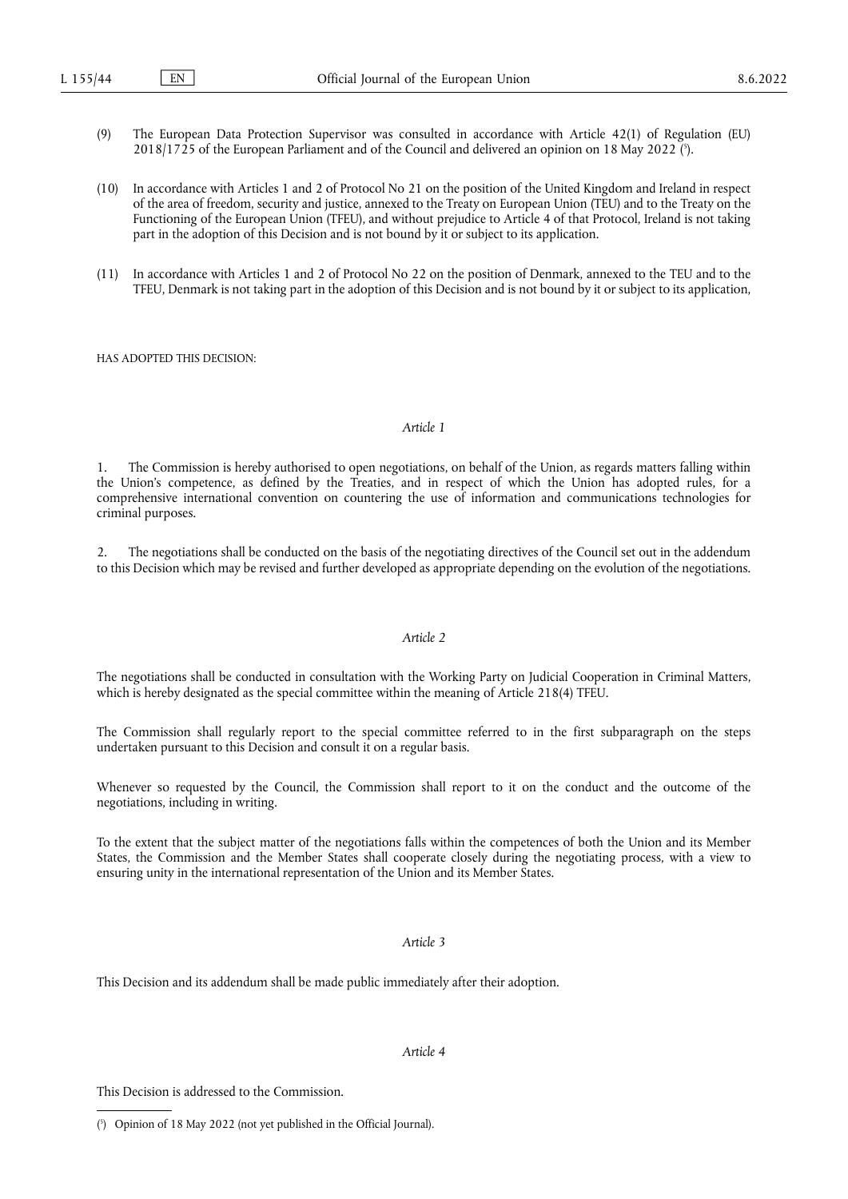(9) The European Data Protection Supervisor was consulted in accordance with Article 42(1) of Regulation (EU) 2018/1725 of the European Parliament and of the Council and delivered an opinion on 18 May 2022 ([5]).

(10) In accordance with Articles 1 and 2 of Protocol No 21 on the position of the United Kingdom and Ireland in respect of the area of freedom, security and justice, annexed to the Treaty on European Union (TEU) and to the Treaty on the Functioning of the European Union (TFEU), and without prejudice to Article 4 of that Protocol, Ireland is not taking part in the adoption of this Decision and is not bound by it or subject to its application.

(11) In accordance with Articles 1 and 2 of Protocol No 22 on the position of Denmark, annexed to the TEU and to the TFEU, Denmark is not taking part in the adoption of this Decision and is not bound by it or subject to its application,

HAS ADOPTED THIS DECISION:

*Article 1*

1. The Commission is hereby authorised to open negotiations, on behalf of the Union, as regards matters falling within the Union's competence, as defined by the Treaties, and in respect of which the Union has adopted rules, for a comprehensive international convention on countering the use of information and communications technologies for criminal purposes.

2. The negotiations shall be conducted on the basis of the negotiating directives of the Council set out in the addendum to this Decision which may be revised and further developed as appropriate depending on the evolution of the negotiations.

*Article 2*

The negotiations shall be conducted in consultation with the Working Party on Judicial Cooperation in Criminal Matters, which is hereby designated as the special committee within the meaning of Article 218(4) TFEU.

The Commission shall regularly report to the special committee referred to in the first subparagraph on the steps undertaken pursuant to this Decision and consult it on a regular basis.

Whenever so requested by the Council, the Commission shall report to it on the conduct and the outcome of the negotiations, including in writing.

To the extent that the subject matter of the negotiations falls within the competences of both the Union and its Member States, the Commission and the Member States shall cooperate closely during the negotiating process, with a view to ensuring unity in the international representation of the Union and its Member States.

*Article 3*

This Decision and its addendum shall be made public immediately after their adoption.

*Article 4*

This Decision is addressed to the Commission.

---

([5]) Opinion of 18 May 2022 (not yet published in the Official Journal).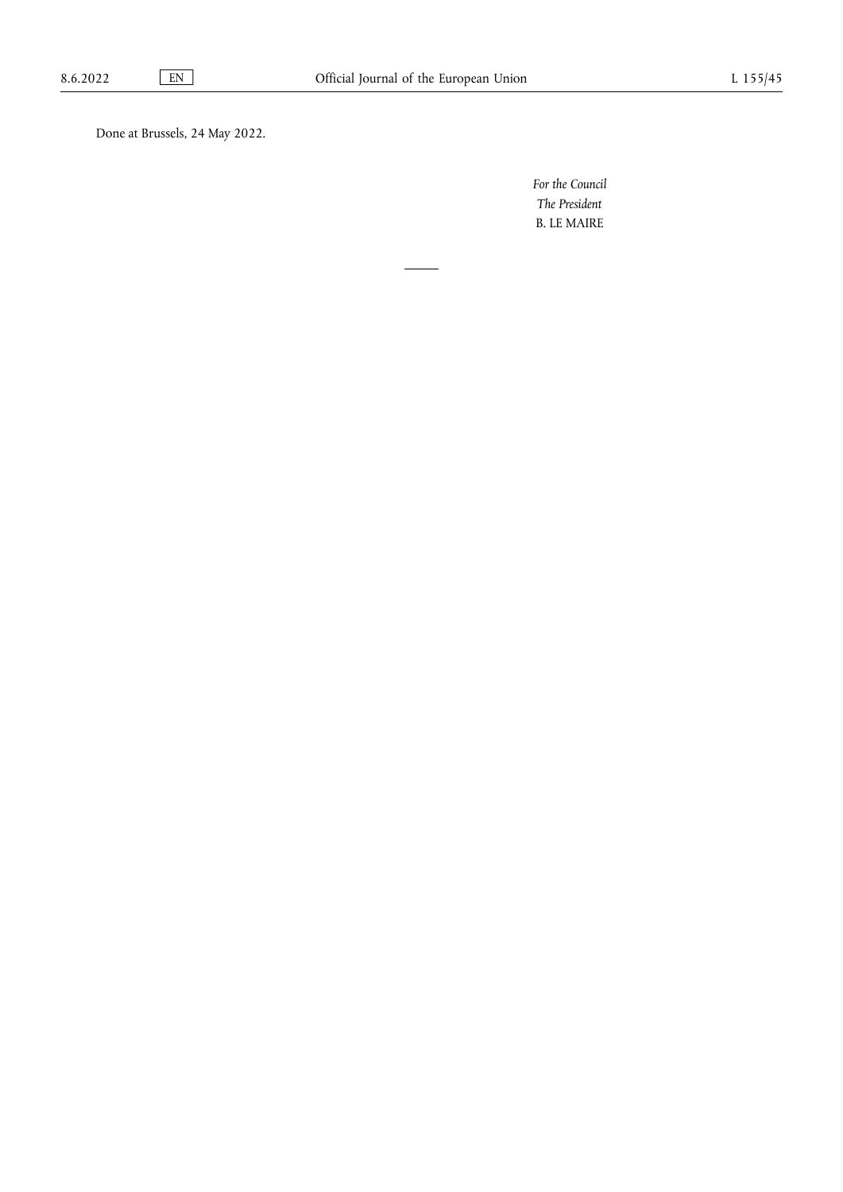Done at Brussels, 24 May 2022.

*For the Council*

*The President*

B. LE MAIRE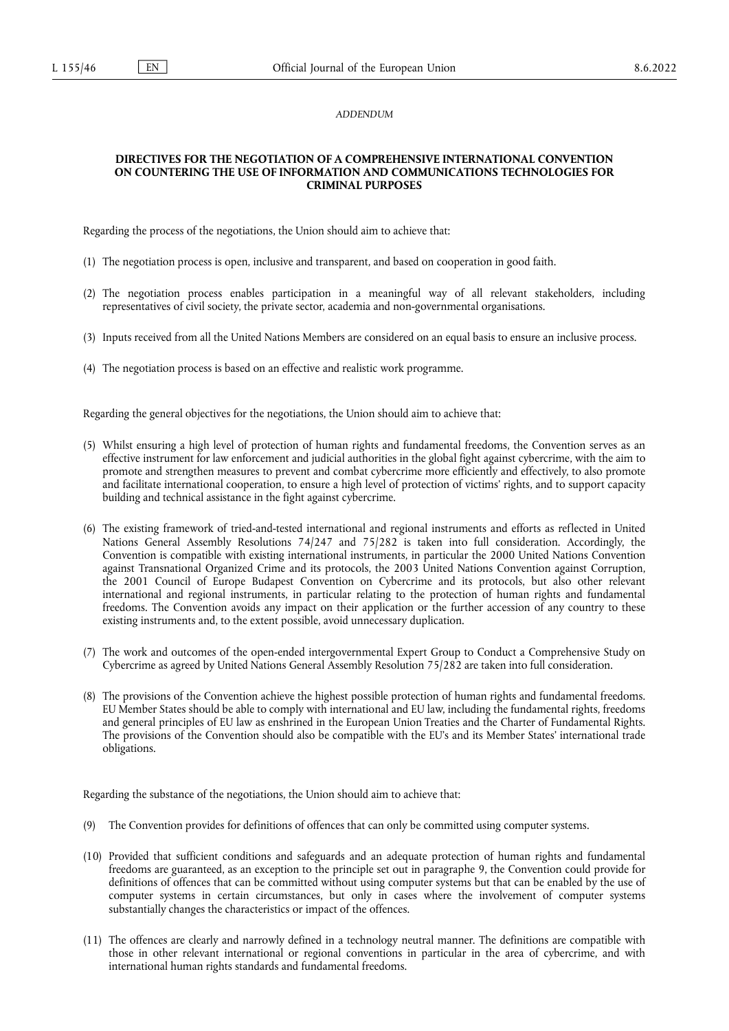*ADDENDUM*

## DIRECTIVES FOR THE NEGOTIATION OF A COMPREHENSIVE INTERNATIONAL CONVENTION ON COUNTERING THE USE OF INFORMATION AND COMMUNICATIONS TECHNOLOGIES FOR CRIMINAL PURPOSES

Regarding the process of the negotiations, the Union should aim to achieve that:

(1) The negotiation process is open, inclusive and transparent, and based on cooperation in good faith.

(2) The negotiation process enables participation in a meaningful way of all relevant stakeholders, including representatives of civil society, the private sector, academia and non-governmental organisations.

(3) Inputs received from all the United Nations Members are considered on an equal basis to ensure an inclusive process.

(4) The negotiation process is based on an effective and realistic work programme.

Regarding the general objectives for the negotiations, the Union should aim to achieve that:

(5) Whilst ensuring a high level of protection of human rights and fundamental freedoms, the Convention serves as an effective instrument for law enforcement and judicial authorities in the global fight against cybercrime, with the aim to promote and strengthen measures to prevent and combat cybercrime more efficiently and effectively, to also promote and facilitate international cooperation, to ensure a high level of protection of victims' rights, and to support capacity building and technical assistance in the fight against cybercrime.

(6) The existing framework of tried-and-tested international and regional instruments and efforts as reflected in United Nations General Assembly Resolutions 74/247 and 75/282 is taken into full consideration. Accordingly, the Convention is compatible with existing international instruments, in particular the 2000 United Nations Convention against Transnational Organized Crime and its protocols, the 2003 United Nations Convention against Corruption, the 2001 Council of Europe Budapest Convention on Cybercrime and its protocols, but also other relevant international and regional instruments, in particular relating to the protection of human rights and fundamental freedoms. The Convention avoids any impact on their application or the further accession of any country to these existing instruments and, to the extent possible, avoid unnecessary duplication.

(7) The work and outcomes of the open-ended intergovernmental Expert Group to Conduct a Comprehensive Study on Cybercrime as agreed by United Nations General Assembly Resolution 75/282 are taken into full consideration.

(8) The provisions of the Convention achieve the highest possible protection of human rights and fundamental freedoms. EU Member States should be able to comply with international and EU law, including the fundamental rights, freedoms and general principles of EU law as enshrined in the European Union Treaties and the Charter of Fundamental Rights. The provisions of the Convention should also be compatible with the EU's and its Member States' international trade obligations.

Regarding the substance of the negotiations, the Union should aim to achieve that:

(9) The Convention provides for definitions of offences that can only be committed using computer systems.

(10) Provided that sufficient conditions and safeguards and an adequate protection of human rights and fundamental freedoms are guaranteed, as an exception to the principle set out in paragraphe 9, the Convention could provide for definitions of offences that can be committed without using computer systems but that can be enabled by the use of computer systems in certain circumstances, but only in cases where the involvement of computer systems substantially changes the characteristics or impact of the offences.

(11) The offences are clearly and narrowly defined in a technology neutral manner. The definitions are compatible with those in other relevant international or regional conventions in particular in the area of cybercrime, and with international human rights standards and fundamental freedoms.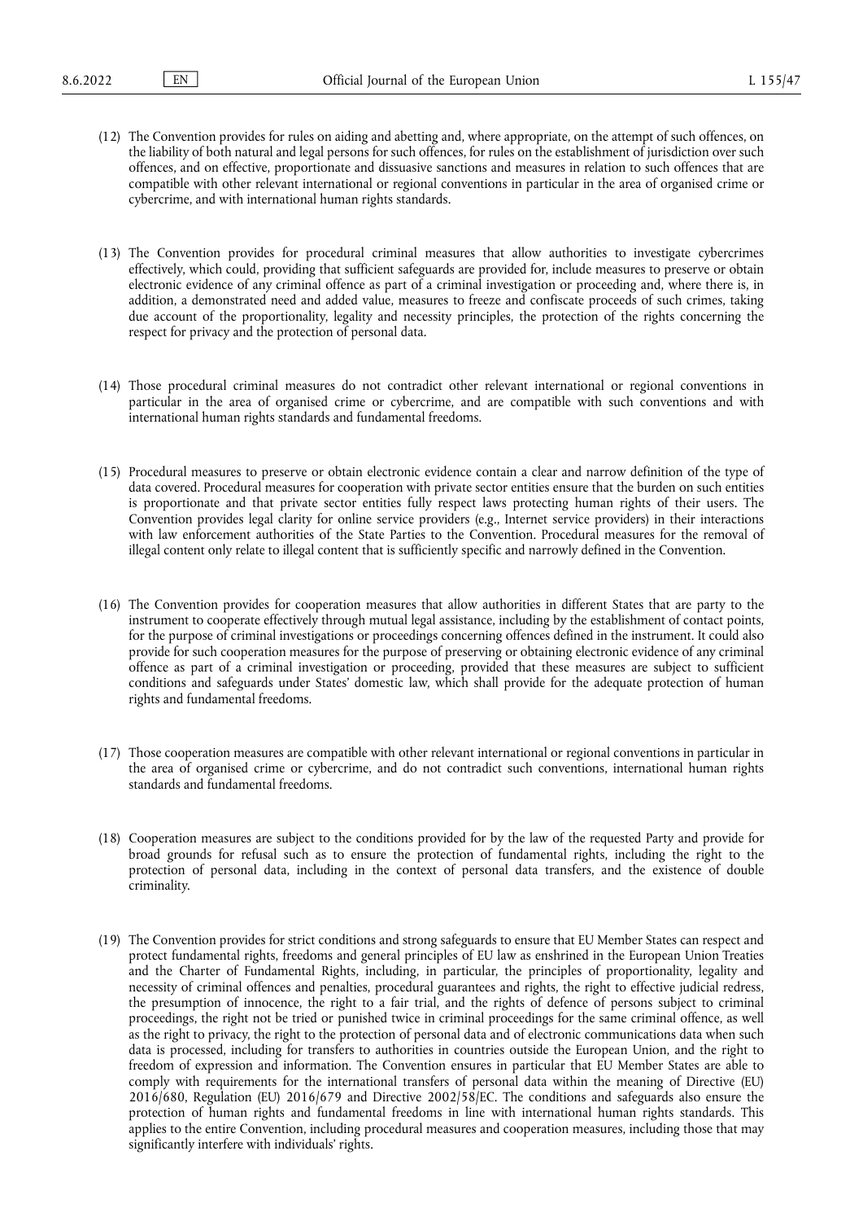(12) The Convention provides for rules on aiding and abetting and, where appropriate, on the attempt of such offences, on the liability of both natural and legal persons for such offences, for rules on the establishment of jurisdiction over such offences, and on effective, proportionate and dissuasive sanctions and measures in relation to such offences that are compatible with other relevant international or regional conventions in particular in the area of organised crime or cybercrime, and with international human rights standards.

(13) The Convention provides for procedural criminal measures that allow authorities to investigate cybercrimes effectively, which could, providing that sufficient safeguards are provided for, include measures to preserve or obtain electronic evidence of any criminal offence as part of a criminal investigation or proceeding and, where there is, in addition, a demonstrated need and added value, measures to freeze and confiscate proceeds of such crimes, taking due account of the proportionality, legality and necessity principles, the protection of the rights concerning the respect for privacy and the protection of personal data.

(14) Those procedural criminal measures do not contradict other relevant international or regional conventions in particular in the area of organised crime or cybercrime, and are compatible with such conventions and with international human rights standards and fundamental freedoms.

(15) Procedural measures to preserve or obtain electronic evidence contain a clear and narrow definition of the type of data covered. Procedural measures for cooperation with private sector entities ensure that the burden on such entities is proportionate and that private sector entities fully respect laws protecting human rights of their users. The Convention provides legal clarity for online service providers (e.g., Internet service providers) in their interactions with law enforcement authorities of the State Parties to the Convention. Procedural measures for the removal of illegal content only relate to illegal content that is sufficiently specific and narrowly defined in the Convention.

(16) The Convention provides for cooperation measures that allow authorities in different States that are party to the instrument to cooperate effectively through mutual legal assistance, including by the establishment of contact points, for the purpose of criminal investigations or proceedings concerning offences defined in the instrument. It could also provide for such cooperation measures for the purpose of preserving or obtaining electronic evidence of any criminal offence as part of a criminal investigation or proceeding, provided that these measures are subject to sufficient conditions and safeguards under States' domestic law, which shall provide for the adequate protection of human rights and fundamental freedoms.

(17) Those cooperation measures are compatible with other relevant international or regional conventions in particular in the area of organised crime or cybercrime, and do not contradict such conventions, international human rights standards and fundamental freedoms.

(18) Cooperation measures are subject to the conditions provided for by the law of the requested Party and provide for broad grounds for refusal such as to ensure the protection of fundamental rights, including the right to the protection of personal data, including in the context of personal data transfers, and the existence of double criminality.

(19) The Convention provides for strict conditions and strong safeguards to ensure that EU Member States can respect and protect fundamental rights, freedoms and general principles of EU law as enshrined in the European Union Treaties and the Charter of Fundamental Rights, including, in particular, the principles of proportionality, legality and necessity of criminal offences and penalties, procedural guarantees and rights, the right to effective judicial redress, the presumption of innocence, the right to a fair trial, and the rights of defence of persons subject to criminal proceedings, the right not be tried or punished twice in criminal proceedings for the same criminal offence, as well as the right to privacy, the right to the protection of personal data and of electronic communications data when such data is processed, including for transfers to authorities in countries outside the European Union, and the right to freedom of expression and information. The Convention ensures in particular that EU Member States are able to comply with requirements for the international transfers of personal data within the meaning of Directive (EU) 2016/680, Regulation (EU) 2016/679 and Directive 2002/58/EC. The conditions and safeguards also ensure the protection of human rights and fundamental freedoms in line with international human rights standards. This applies to the entire Convention, including procedural measures and cooperation measures, including those that may significantly interfere with individuals' rights.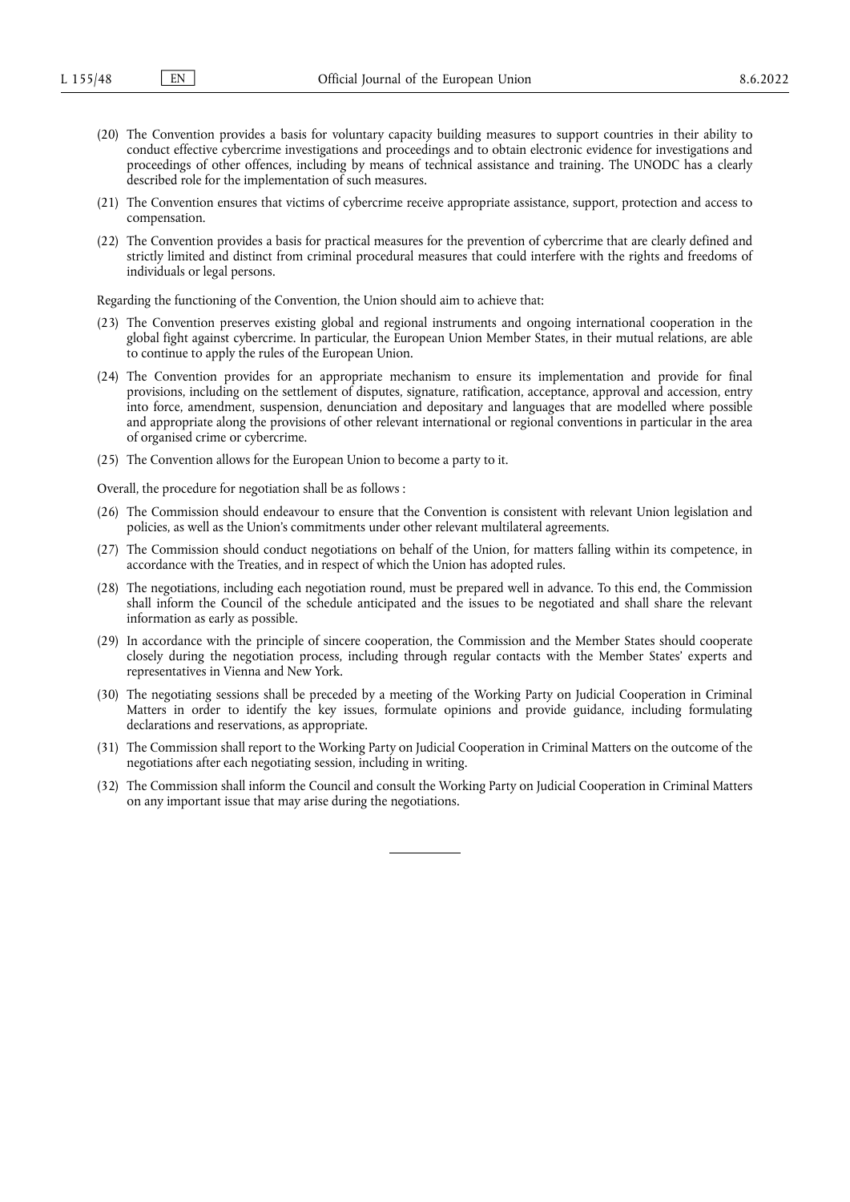(20) The Convention provides a basis for voluntary capacity building measures to support countries in their ability to conduct effective cybercrime investigations and proceedings and to obtain electronic evidence for investigations and proceedings of other offences, including by means of technical assistance and training. The UNODC has a clearly described role for the implementation of such measures.

(21) The Convention ensures that victims of cybercrime receive appropriate assistance, support, protection and access to compensation.

(22) The Convention provides a basis for practical measures for the prevention of cybercrime that are clearly defined and strictly limited and distinct from criminal procedural measures that could interfere with the rights and freedoms of individuals or legal persons.

Regarding the functioning of the Convention, the Union should aim to achieve that:

(23) The Convention preserves existing global and regional instruments and ongoing international cooperation in the global fight against cybercrime. In particular, the European Union Member States, in their mutual relations, are able to continue to apply the rules of the European Union.

(24) The Convention provides for an appropriate mechanism to ensure its implementation and provide for final provisions, including on the settlement of disputes, signature, ratification, acceptance, approval and accession, entry into force, amendment, suspension, denunciation and depositary and languages that are modelled where possible and appropriate along the provisions of other relevant international or regional conventions in particular in the area of organised crime or cybercrime.

(25) The Convention allows for the European Union to become a party to it.

Overall, the procedure for negotiation shall be as follows :

(26) The Commission should endeavour to ensure that the Convention is consistent with relevant Union legislation and policies, as well as the Union's commitments under other relevant multilateral agreements.

(27) The Commission should conduct negotiations on behalf of the Union, for matters falling within its competence, in accordance with the Treaties, and in respect of which the Union has adopted rules.

(28) The negotiations, including each negotiation round, must be prepared well in advance. To this end, the Commission shall inform the Council of the schedule anticipated and the issues to be negotiated and shall share the relevant information as early as possible.

(29) In accordance with the principle of sincere cooperation, the Commission and the Member States should cooperate closely during the negotiation process, including through regular contacts with the Member States' experts and representatives in Vienna and New York.

(30) The negotiating sessions shall be preceded by a meeting of the Working Party on Judicial Cooperation in Criminal Matters in order to identify the key issues, formulate opinions and provide guidance, including formulating declarations and reservations, as appropriate.

(31) The Commission shall report to the Working Party on Judicial Cooperation in Criminal Matters on the outcome of the negotiations after each negotiating session, including in writing.

(32) The Commission shall inform the Council and consult the Working Party on Judicial Cooperation in Criminal Matters on any important issue that may arise during the negotiations.